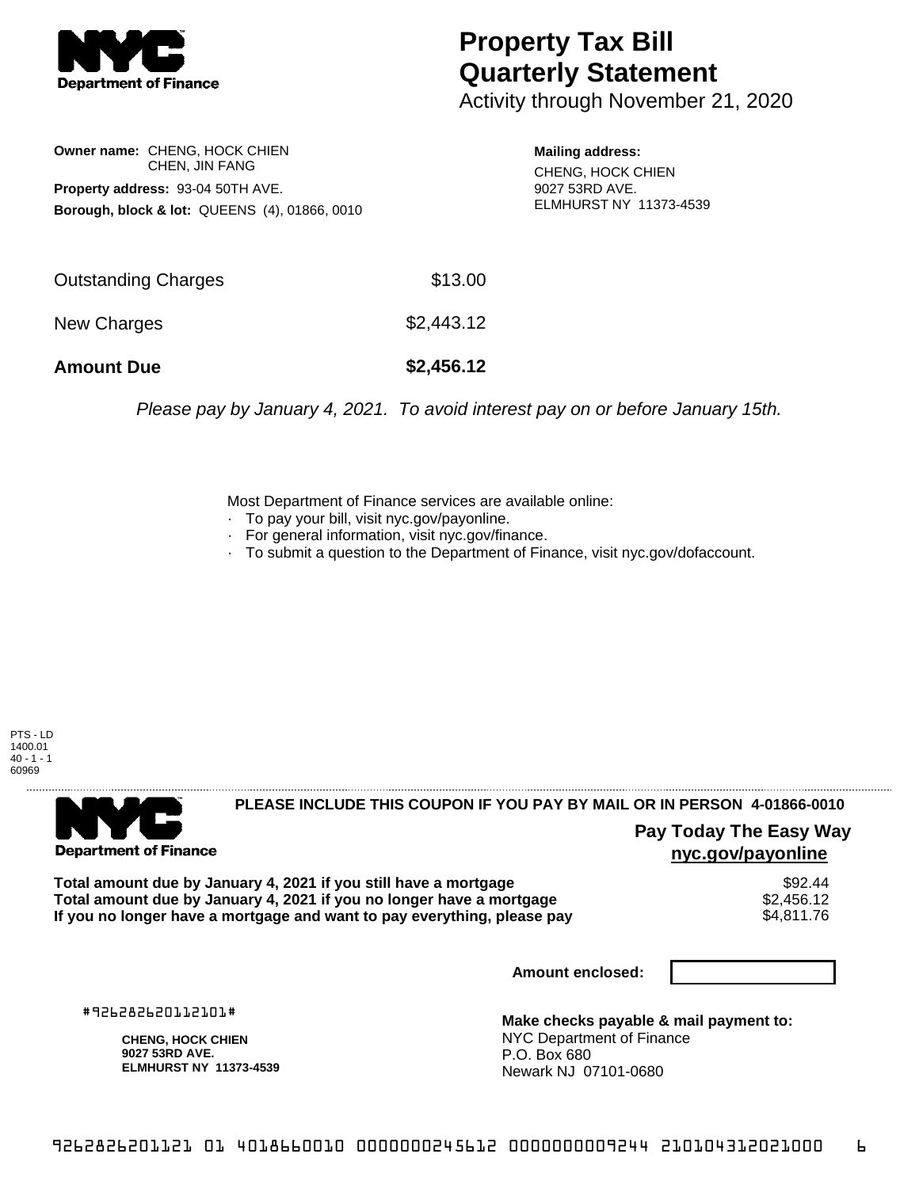# Property Tax Bill Quarterly Statement

Activity through November 21, 2020

**Owner name:** CHENG, HOCK CHIEN
CHEN, JIN FANG

**Property address:** 93-04 50TH AVE.

**Borough, block & lot:** QUEENS (4), 01866, 0010

**Mailing address:**
CHENG, HOCK CHIEN
9027 53RD AVE.
ELMHURST NY 11373-4539

| | |
|---|---|
| Outstanding Charges | $13.00 |
| New Charges | $2,443.12 |
| **Amount Due** | **$2,456.12** |

*Please pay by January 4, 2021. To avoid interest pay on or before January 15th.*

Most Department of Finance services are available online:
- To pay your bill, visit nyc.gov/payonline.
- For general information, visit nyc.gov/finance.
- To submit a question to the Department of Finance, visit nyc.gov/dofaccount.

PTS - LD
1400.01
40 - 1 - 1
60969

**PLEASE INCLUDE THIS COUPON IF YOU PAY BY MAIL OR IN PERSON 4-01866-0010**

**Pay Today The Easy Way**
**nyc.gov/payonline**

| | |
|---|---|
| **Total amount due by January 4, 2021 if you still have a mortgage** | $92.44 |
| **Total amount due by January 4, 2021 if you no longer have a mortgage** | $2,456.12 |
| **If you no longer have a mortgage and want to pay everything, please pay** | $4,811.76 |

**Amount enclosed:**

#926282620112101#

**CHENG, HOCK CHIEN**
**9027 53RD AVE.**
**ELMHURST NY 11373-4539**

**Make checks payable & mail payment to:**
NYC Department of Finance
P.O. Box 680
Newark NJ 07101-0680

926282620112101 01 4018660010 0000000245612 0000000009244 210104312021000 6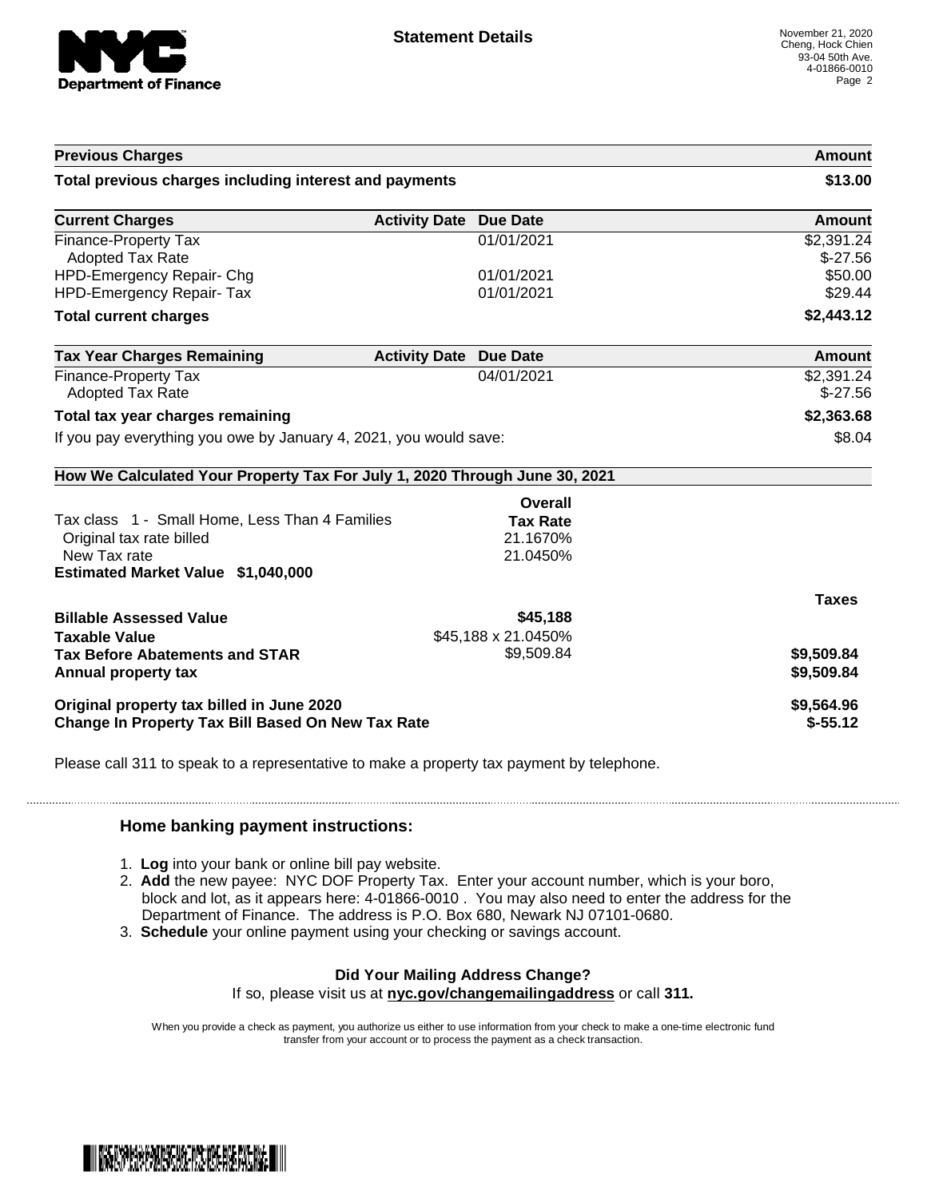## Statement Details

November 21, 2020
Cheng, Hock Chien
93-04 50th Ave.
4-01866-0010

| Previous Charges | | | Amount |
|---|---|---|---|
| **Total previous charges including interest and payments** | | | **$13.00** |

| Current Charges | Activity Date | Due Date | Amount |
|---|---|---|---|
| Finance-Property Tax | | 01/01/2021 | $2,391.24 |
| Adopted Tax Rate | | | $-27.56 |
| HPD-Emergency Repair- Chg | | 01/01/2021 | $50.00 |
| HPD-Emergency Repair- Tax | | 01/01/2021 | $29.44 |
| **Total current charges** | | | **$2,443.12** |

| Tax Year Charges Remaining | Activity Date | Due Date | Amount |
|---|---|---|---|
| Finance-Property Tax | | 04/01/2021 | $2,391.24 |
| Adopted Tax Rate | | | $-27.56 |
| **Total tax year charges remaining** | | | **$2,363.68** |
| If you pay everything you owe by January 4, 2021, you would save: | | | $8.04 |

### How We Calculated Your Property Tax For July 1, 2020 Through June 30, 2021

| | Overall Tax Rate | |
|---|---|---|
| Tax class 1 - Small Home, Less Than 4 Families | | |
| Original tax rate billed | 21.1670% | |
| New Tax rate | 21.0450% | |
| **Estimated Market Value $1,040,000** | | |
| | | **Taxes** |
| **Billable Assessed Value** | **$45,188** | |
| **Taxable Value** | $45,188 x 21.0450% | |
| **Tax Before Abatements and STAR** | $9,509.84 | **$9,509.84** |
| **Annual property tax** | | **$9,509.84** |
| **Original property tax billed in June 2020** | | **$9,564.96** |
| **Change In Property Tax Bill Based On New Tax Rate** | | **$-55.12** |

Please call 311 to speak to a representative to make a property tax payment by telephone.

### Home banking payment instructions:

1. **Log** into your bank or online bill pay website.
2. **Add** the new payee: NYC DOF Property Tax. Enter your account number, which is your boro, block and lot, as it appears here: 4-01866-0010 . You may also need to enter the address for the Department of Finance. The address is P.O. Box 680, Newark NJ 07101-0680.
3. **Schedule** your online payment using your checking or savings account.

**Did Your Mailing Address Change?**

If so, please visit us at **nyc.gov/changemailingaddress** or call **311.**

When you provide a check as payment, you authorize us either to use information from your check to make a one-time electronic fund transfer from your account or to process the payment as a check transaction.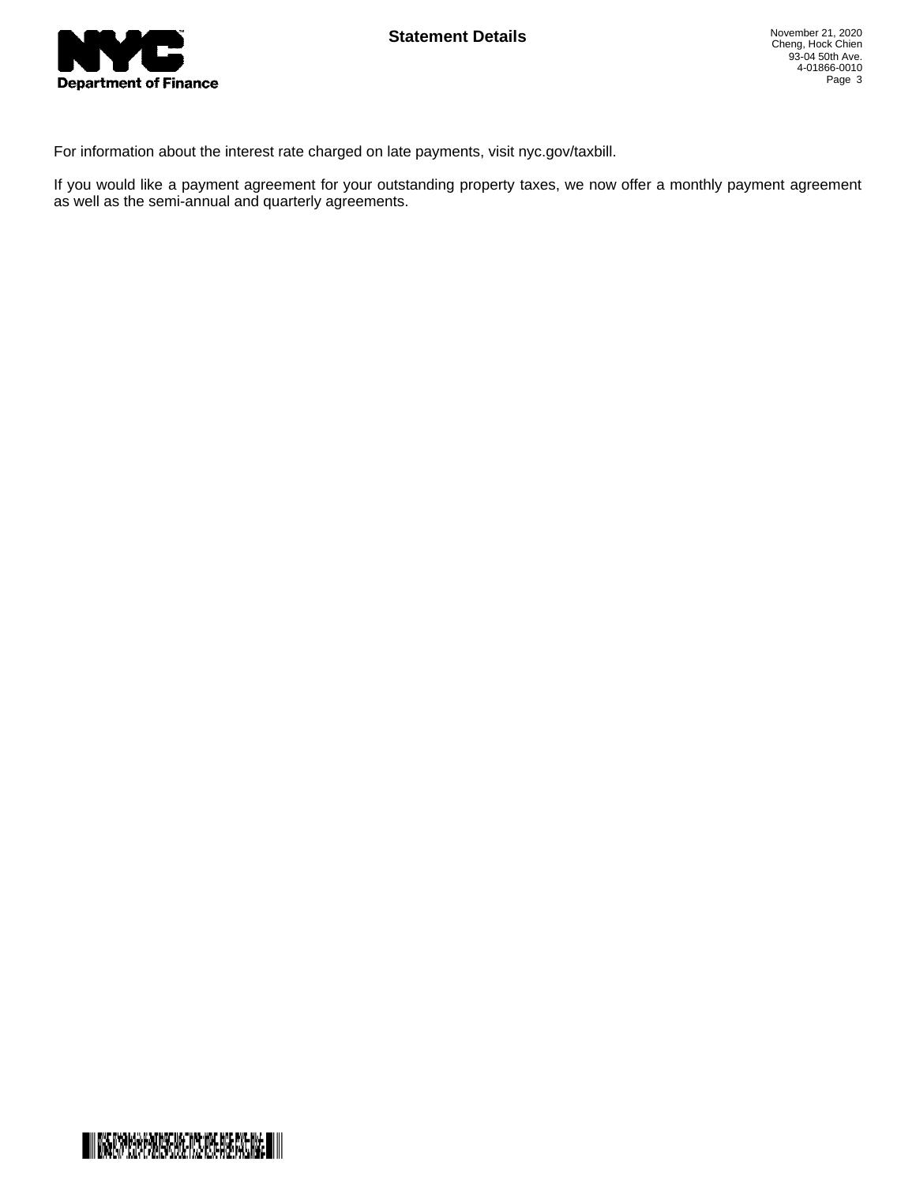For information about the interest rate charged on late payments, visit nyc.gov/taxbill.

If you would like a payment agreement for your outstanding property taxes, we now offer a monthly payment agreement as well as the semi-annual and quarterly agreements.